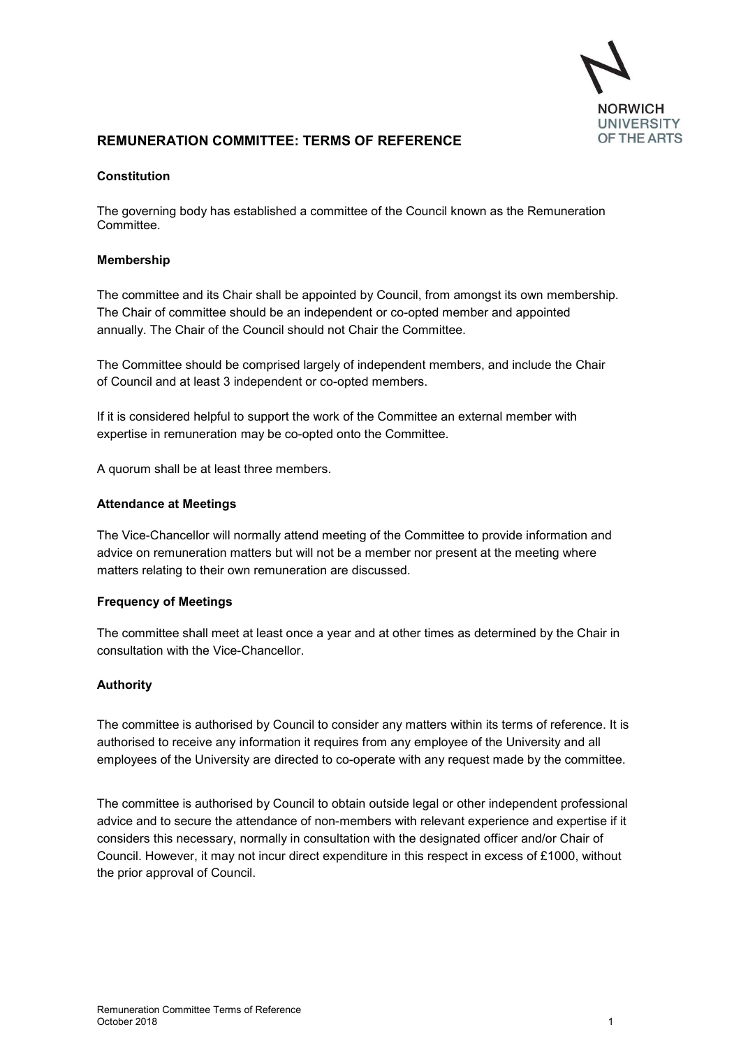## REMUNERATION COMMITTEE: TERMS OF REFERENCE

### Constitution

The governing body has established a committee of the Council known as the Remuneration Committee.

### Membership

The committee and its Chair shall be appointed by Council, from amongst its own membership. The Chair of committee should be an independent or co-opted member and appointed annually. The Chair of the Council should not Chair the Committee.

The Committee should be comprised largely of independent members, and include the Chair of Council and at least 3 independent or co-opted members.

If it is considered helpful to support the work of the Committee an external member with expertise in remuneration may be co-opted onto the Committee.

A quorum shall be at least three members.

### Attendance at Meetings

The Vice-Chancellor will normally attend meeting of the Committee to provide information and advice on remuneration matters but will not be a member nor present at the meeting where matters relating to their own remuneration are discussed.

### Frequency of Meetings

The committee shall meet at least once a year and at other times as determined by the Chair in consultation with the Vice-Chancellor.

### Authority

The committee is authorised by Council to consider any matters within its terms of reference. It is authorised to receive any information it requires from any employee of the University and all employees of the University are directed to co-operate with any request made by the committee.

The committee is authorised by Council to obtain outside legal or other independent professional advice and to secure the attendance of non-members with relevant experience and expertise if it considers this necessary, normally in consultation with the designated officer and/or Chair of Council. However, it may not incur direct expenditure in this respect in excess of £1000, without the prior approval of Council.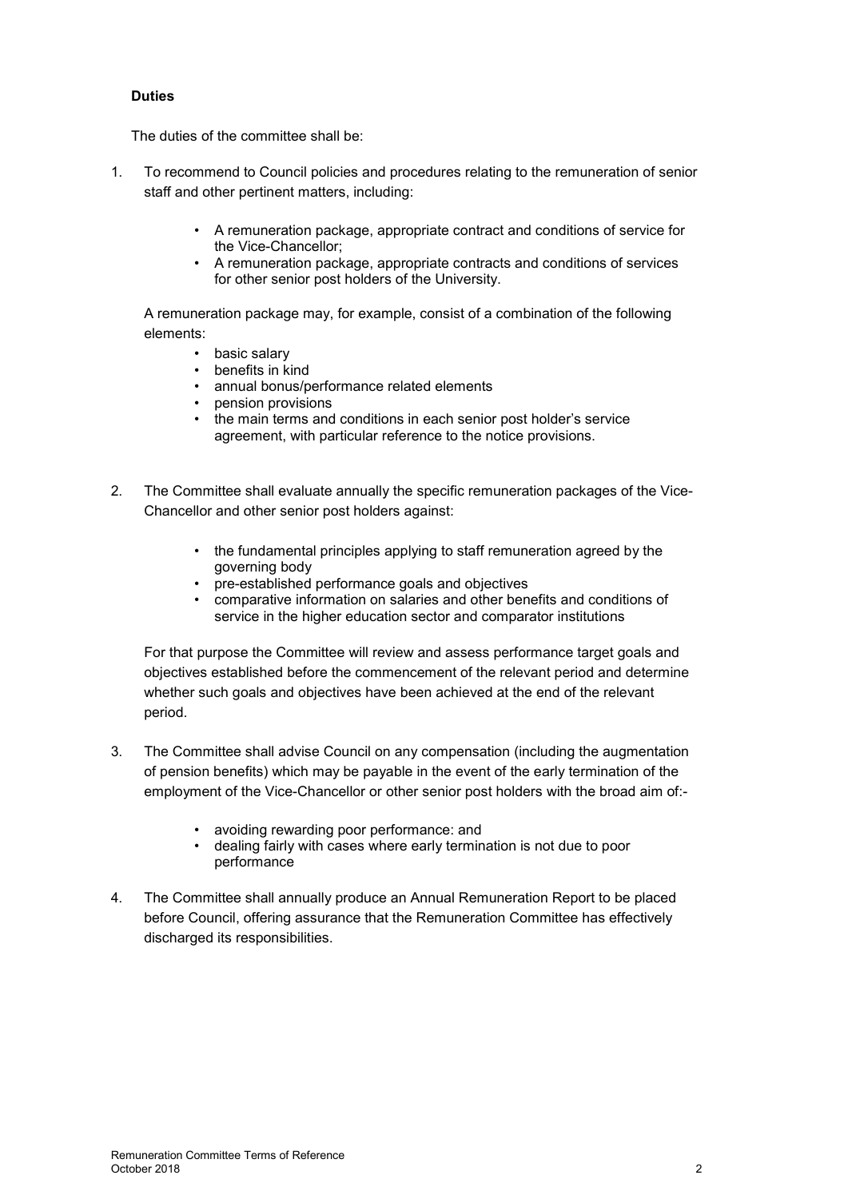**Duties**

The duties of the committee shall be:

1. To recommend to Council policies and procedures relating to the remuneration of senior staff and other pertinent matters, including:

    - A remuneration package, appropriate contract and conditions of service for the Vice-Chancellor;
    - A remuneration package, appropriate contracts and conditions of services for other senior post holders of the University.

    A remuneration package may, for example, consist of a combination of the following elements:

    - basic salary
    - benefits in kind
    - annual bonus/performance related elements
    - pension provisions
    - the main terms and conditions in each senior post holder's service agreement, with particular reference to the notice provisions.

2. The Committee shall evaluate annually the specific remuneration packages of the Vice-Chancellor and other senior post holders against:

    - the fundamental principles applying to staff remuneration agreed by the governing body
    - pre-established performance goals and objectives
    - comparative information on salaries and other benefits and conditions of service in the higher education sector and comparator institutions

    For that purpose the Committee will review and assess performance target goals and objectives established before the commencement of the relevant period and determine whether such goals and objectives have been achieved at the end of the relevant period.

3. The Committee shall advise Council on any compensation (including the augmentation of pension benefits) which may be payable in the event of the early termination of the employment of the Vice-Chancellor or other senior post holders with the broad aim of:-

    - avoiding rewarding poor performance: and
    - dealing fairly with cases where early termination is not due to poor performance

4. The Committee shall annually produce an Annual Remuneration Report to be placed before Council, offering assurance that the Remuneration Committee has effectively discharged its responsibilities.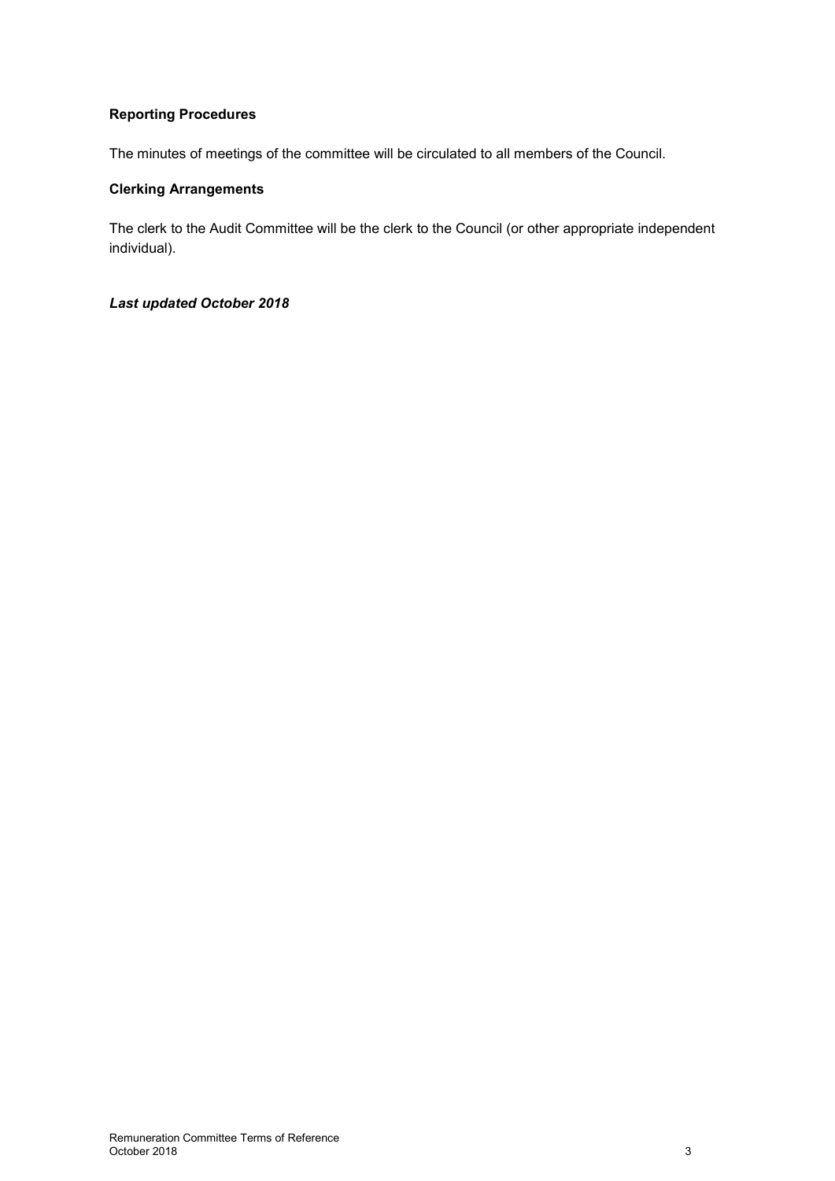**Reporting Procedures**

The minutes of meetings of the committee will be circulated to all members of the Council.

**Clerking Arrangements**

The clerk to the Audit Committee will be the clerk to the Council (or other appropriate independent individual).

***Last updated October 2018***